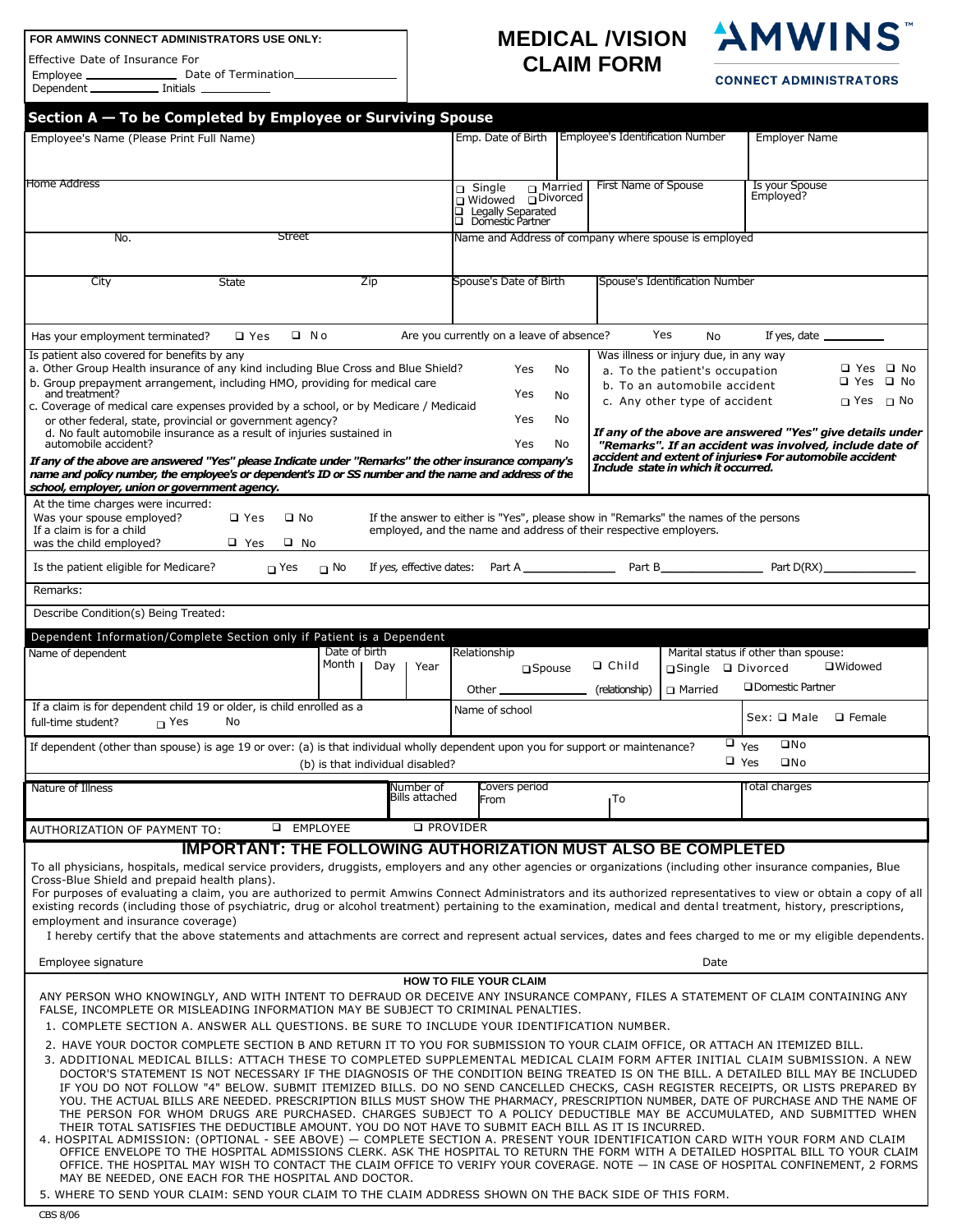**FOR AMWINS CONNECT ADMINISTRATORS USE ONLY:**

Effective Date of Insurance For
Employee _______________ Date of Termination_______________
Dependent ___________ Initials ___________

# MEDICAL /VISION CLAIM FORM

**AMWINS™**
**CONNECT ADMINISTRATORS**

## Section A — To be Completed by Employee or Surviving Spouse

| Employee's Name (Please Print Full Name) | Emp. Date of Birth | Employee's Identification Number | Employer Name |
|---|---|---|---|
| | | | |

| Home Address | ❑ Single ❑ Married ❑ Widowed ❑ Divorced ❑ Legally Separated ❑ Domestic Partner | First Name of Spouse | Is your Spouse Employed? |
|---|---|---|---|
| No. Street | Name and Address of company where spouse is employed | | |
| City State Zip | Spouse's Date of Birth | Spouse's Identification Number | |

Has your employment terminated? ❑ Yes ❑ No    Are you currently on a leave of absence? Yes No    If yes, date ________

Is patient also covered for benefits by any
a. Other Group Health insurance of any kind including Blue Cross and Blue Shield? Yes No
b. Group prepayment arrangement, including HMO, providing for medical care and treatment? Yes No
c. Coverage of medical care expenses provided by a school, or by Medicare / Medicaid or other federal, state, provincial or government agency? Yes No
d. No fault automobile insurance as a result of injuries sustained in automobile accident? Yes No

***If any of the above are answered "Yes" please Indicate under "Remarks" the other insurance company's name and policy number, the employee's or dependent's ID or SS number and the name and address of the school, employer, union or government agency.***

Was illness or injury due, in any way
a. To the patient's occupation ❑ Yes ❑ No
b. To an automobile accident ❑ Yes ❑ No
c. Any other type of accident ❑ Yes ❑ No

***If any of the above are answered "Yes" give details under "Remarks". If an accident was involved, include date of accident and extent of injuries• For automobile accident Include state in which it occurred.***

At the time charges were incurred:
Was your spouse employed? ❑ Yes ❑ No
If a claim is for a child was the child employed? ❑ Yes ❑ No

If the answer to either is "Yes", please show in "Remarks" the names of the persons employed, and the name and address of their respective employers.

Is the patient eligible for Medicare? ❑ Yes ❑ No    If *yes,* effective dates: Part A ____________ Part B ____________ Part D(RX) ____________

Remarks:

Describe Condition(s) Being Treated:

### Dependent Information/Complete Section only if Patient is a Dependent

| Name of dependent | Date of birth Month / Day / Year | Relationship ❑ Spouse ❑ Child Other ________ (relationship) | Marital status if other than spouse: ❑ Single ❑ Divorced ❑ Widowed ❑ Married ❑ Domestic Partner |
|---|---|---|---|
| If a claim is for dependent child 19 or older, is child enrolled as a full-time student? ❑ Yes No | | Name of school | Sex: ❑ Male ❑ Female |

If dependent (other than spouse) is age 19 or over: (a) is that individual wholly dependent upon you for support or maintenance? ❑ Yes ❑ No
(b) is that individual disabled? ❑ Yes ❑ No

| Nature of Illness | Number of Bills attached | Covers period From | To | Total charges |
|---|---|---|---|---|
| | | | | |

AUTHORIZATION OF PAYMENT TO: ❑ EMPLOYEE ❑ PROVIDER

## IMPORTANT: THE FOLLOWING AUTHORIZATION MUST ALSO BE COMPLETED

To all physicians, hospitals, medical service providers, druggists, employers and any other agencies or organizations (including other insurance companies, Blue Cross-Blue Shield and prepaid health plans).
For purposes of evaluating a claim, you are authorized to permit Amwins Connect Administrators and its authorized representatives to view or obtain a copy of all existing records (including those of psychiatric, drug or alcohol treatment) pertaining to the examination, medical and dental treatment, history, prescriptions, employment and insurance coverage)
I hereby certify that the above statements and attachments are correct and represent actual services, dates and fees charged to me or my eligible dependents.

Employee signature                                                                 Date

**HOW TO FILE YOUR CLAIM**

ANY PERSON WHO KNOWINGLY, AND WITH INTENT TO DEFRAUD OR DECEIVE ANY INSURANCE COMPANY, FILES A STATEMENT OF CLAIM CONTAINING ANY FALSE, INCOMPLETE OR MISLEADING INFORMATION MAY BE SUBJECT TO CRIMINAL PENALTIES.

1. COMPLETE SECTION A. ANSWER ALL QUESTIONS. BE SURE TO INCLUDE YOUR IDENTIFICATION NUMBER.
2. HAVE YOUR DOCTOR COMPLETE SECTION B AND RETURN IT TO YOU FOR SUBMISSION TO YOUR CLAIM OFFICE, OR ATTACH AN ITEMIZED BILL.
3. ADDITIONAL MEDICAL BILLS: ATTACH THESE TO COMPLETED SUPPLEMENTAL MEDICAL CLAIM FORM AFTER INITIAL CLAIM SUBMISSION. A NEW DOCTOR'S STATEMENT IS NOT NECESSARY IF THE DIAGNOSIS OF THE CONDITION BEING TREATED IS ON THE BILL. A DETAILED BILL MAY BE INCLUDED IF YOU DO NOT FOLLOW "4" BELOW. SUBMIT ITEMIZED BILLS. DO NO SEND CANCELLED CHECKS, CASH REGISTER RECEIPTS, OR LISTS PREPARED BY YOU. THE ACTUAL BILLS ARE NEEDED. PRESCRIPTION BILLS MUST SHOW THE PHARMACY, PRESCRIPTION NUMBER, DATE OF PURCHASE AND THE NAME OF THE PERSON FOR WHOM DRUGS ARE PURCHASED. CHARGES SUBJECT TO A POLICY DEDUCTIBLE MAY BE ACCUMULATED, AND SUBMITTED WHEN THEIR TOTAL SATISFIES THE DEDUCTIBLE AMOUNT. YOU DO NOT HAVE TO SUBMIT EACH BILL AS IT IS INCURRED.
4. HOSPITAL ADMISSION: (OPTIONAL - SEE ABOVE) — COMPLETE SECTION A. PRESENT YOUR IDENTIFICATION CARD WITH YOUR FORM AND CLAIM OFFICE ENVELOPE TO THE HOSPITAL ADMISSIONS CLERK. ASK THE HOSPITAL TO RETURN THE FORM WITH A DETAILED HOSPITAL BILL TO YOUR CLAIM OFFICE. THE HOSPITAL MAY WISH TO CONTACT THE CLAIM OFFICE TO VERIFY YOUR COVERAGE. NOTE — IN CASE OF HOSPITAL CONFINEMENT, 2 FORMS MAY BE NEEDED, ONE EACH FOR THE HOSPITAL AND DOCTOR.
5. WHERE TO SEND YOUR CLAIM: SEND YOUR CLAIM TO THE CLAIM ADDRESS SHOWN ON THE BACK SIDE OF THIS FORM.

CBS 8/06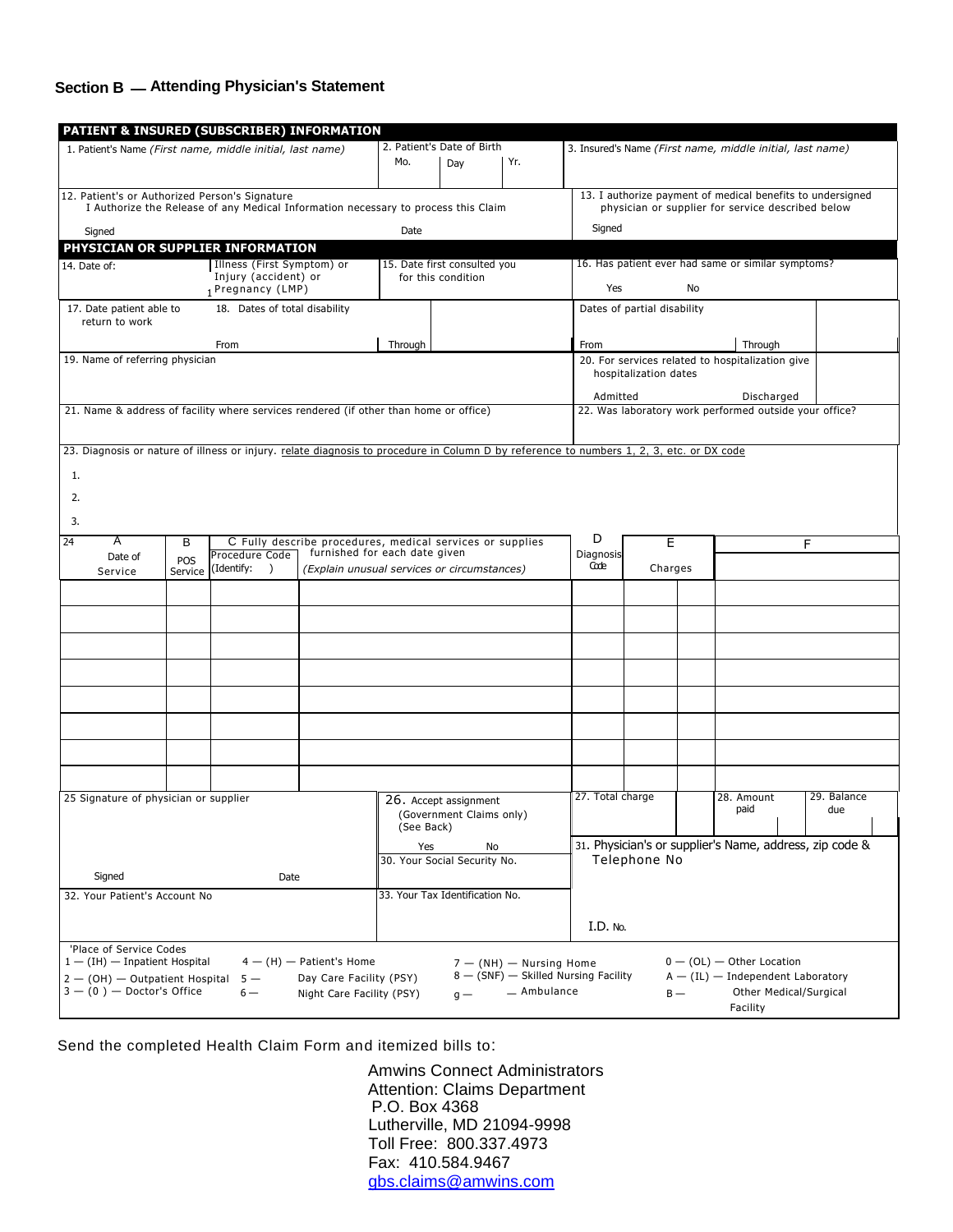## Section B — Attending Physician's Statement

**PATIENT & INSURED (SUBSCRIBER) INFORMATION**

| | | |
|---|---|---|
| 1. Patient's Name *(First name, middle initial, last name)* | 2. Patient's Date of Birth<br>Mo. Day Yr. | 3. Insured's Name *(First name, middle initial, last name)* |
| 12. Patient's or Authorized Person's Signature<br>I Authorize the Release of any Medical Information necessary to process this Claim<br><br>Signed Date | | 13. I authorize payment of medical benefits to undersigned physician or supplier for service described below<br><br>Signed |

**PHYSICIAN OR SUPPLIER INFORMATION**

| | | |
|---|---|---|
| 14. Date of: Illness (First Symptom) or Injury (accident) or Pregnancy (LMP) | 15. Date first consulted you for this condition | 16. Has patient ever had same or similar symptoms?<br>Yes No |
| 17. Date patient able to return to work | 18. Dates of total disability<br>From Through | Dates of partial disability<br>From Through |
| 19. Name of referring physician | | 20. For services related to hospitalization give hospitalization dates<br>Admitted Discharged |
| 21. Name & address of facility where services rendered (if other than home or office) | | 22. Was laboratory work performed outside your office? |

23. Diagnosis or nature of illness or injury. relate diagnosis to procedure in Column D by reference to numbers 1, 2, 3, etc. or DX code

1.

2.

3.

| 24 A<br>Date of Service | B<br>POS Service | Procedure Code (Identify: ) | C Fully describe procedures, medical services or supplies furnished for each date given *(Explain unusual services or circumstances)* | D<br>Diagnosis Code | E<br>Charges | | F |
|---|---|---|---|---|---|---|---|
| | | | | | | | |
| | | | | | | | |
| | | | | | | | |
| | | | | | | | |
| | | | | | | | |
| | | | | | | | |
| | | | | | | | |
| | | | | | | | |

| | | | | |
|---|---|---|---|---|
| 25 Signature of physician or supplier<br><br>Signed Date | 26. Accept assignment (Government Claims only) (See Back)<br>Yes No | 27. Total charge | 28. Amount paid | 29. Balance due |
| | 30. Your Social Security No. | 31. Physician's or supplier's Name, address, zip code & Telephone No | | |
| 32. Your Patient's Account No | 33. Your Tax Identification No. | I.D. No. | | |

'Place of Service Codes
1 — (IH) — Inpatient Hospital
2 — (OH) — Outpatient Hospital
3 — (0 ) — Doctor's Office
4 — (H) — Patient's Home
5 — Day Care Facility (PSY)
6 — Night Care Facility (PSY)
7 — (NH) — Nursing Home
8 — (SNF) — Skilled Nursing Facility
9 — Ambulance
0 — (OL) — Other Location
A — (IL) — Independent Laboratory
B — Other Medical/Surgical Facility

Send the completed Health Claim Form and itemized bills to:

Amwins Connect Administrators
Attention: Claims Department
P.O. Box 4368
Lutherville, MD 21094-9998
Toll Free: 800.337.4973
Fax: 410.584.9467
gbs.claims@amwins.com